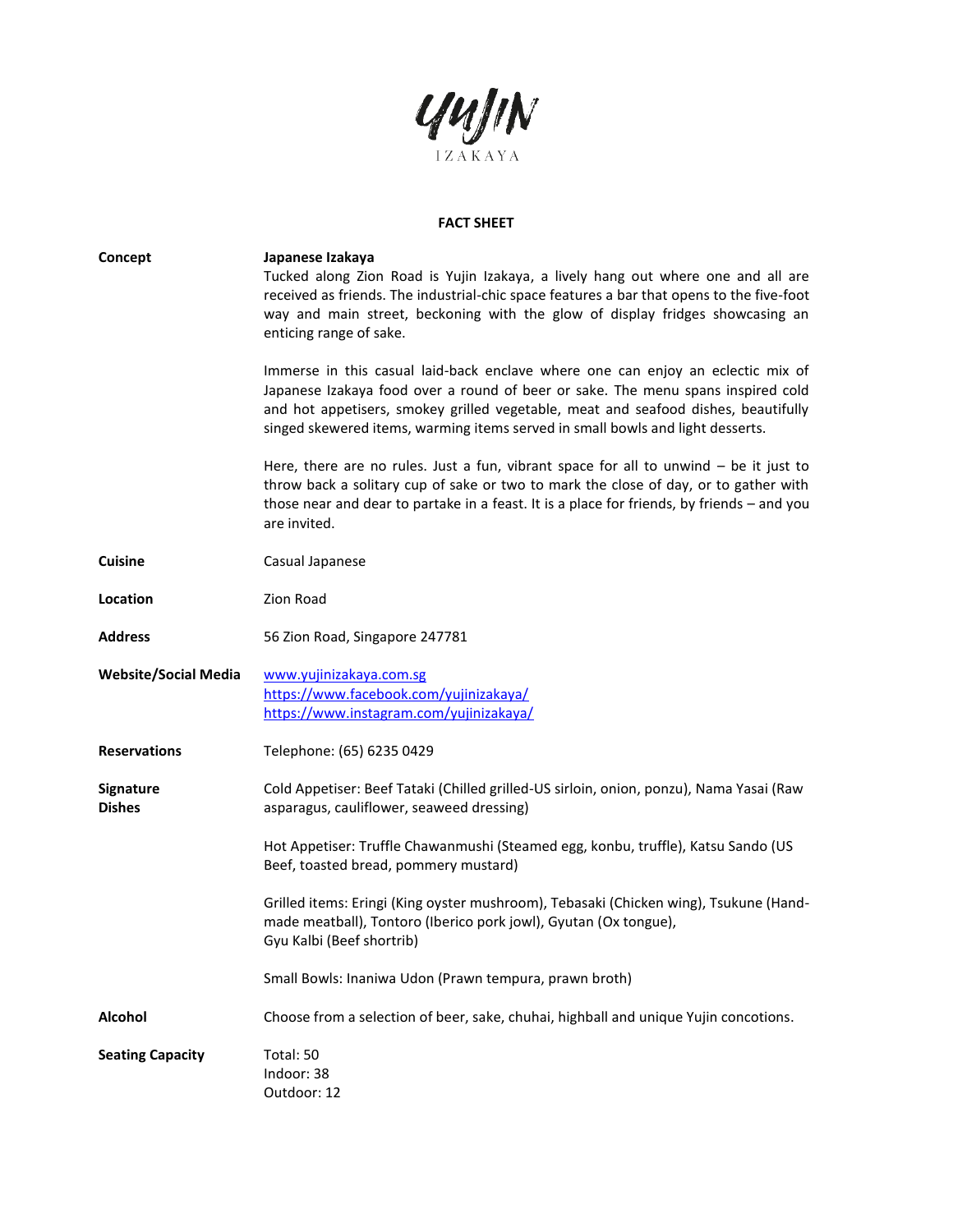# YUJIN

IZAKAYA

## FACT SHEET

**Concept**

**Japanese Izakaya**

Tucked along Zion Road is Yujin Izakaya, a lively hang out where one and all are received as friends. The industrial-chic space features a bar that opens to the five-foot way and main street, beckoning with the glow of display fridges showcasing an enticing range of sake.

Immerse in this casual laid-back enclave where one can enjoy an eclectic mix of Japanese Izakaya food over a round of beer or sake. The menu spans inspired cold and hot appetisers, smokey grilled vegetable, meat and seafood dishes, beautifully singed skewered items, warming items served in small bowls and light desserts.

Here, there are no rules. Just a fun, vibrant space for all to unwind – be it just to throw back a solitary cup of sake or two to mark the close of day, or to gather with those near and dear to partake in a feast. It is a place for friends, by friends – and you are invited.

**Cuisine**

Casual Japanese

**Location**

Zion Road

**Address**

56 Zion Road, Singapore 247781

**Website/Social Media**

www.yujinizakaya.com.sg
https://www.facebook.com/yujinizakaya/
https://www.instagram.com/yujinizakaya/

**Reservations**

Telephone: (65) 6235 0429

**Signature Dishes**

Cold Appetiser: Beef Tataki (Chilled grilled-US sirloin, onion, ponzu), Nama Yasai (Raw asparagus, cauliflower, seaweed dressing)

Hot Appetiser: Truffle Chawanmushi (Steamed egg, konbu, truffle), Katsu Sando (US Beef, toasted bread, pommery mustard)

Grilled items: Eringi (King oyster mushroom), Tebasaki (Chicken wing), Tsukune (Hand-made meatball), Tontoro (Iberico pork jowl), Gyutan (Ox tongue),
Gyu Kalbi (Beef shortrib)

Small Bowls: Inaniwa Udon (Prawn tempura, prawn broth)

**Alcohol**

Choose from a selection of beer, sake, chuhai, highball and unique Yujin concotions.

**Seating Capacity**

Total: 50
Indoor: 38
Outdoor: 12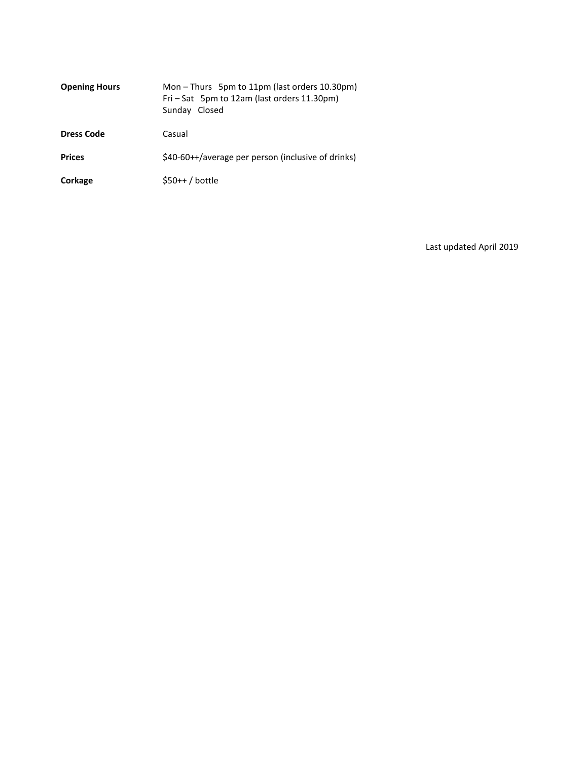| | |
|---|---|
| **Opening Hours** | Mon – Thurs 5pm to 11pm (last orders 10.30pm)<br>Fri – Sat 5pm to 12am (last orders 11.30pm)<br>Sunday Closed |
| **Dress Code** | Casual |
| **Prices** | $40-60++/average per person (inclusive of drinks) |
| **Corkage** | $50++ / bottle |

Last updated April 2019